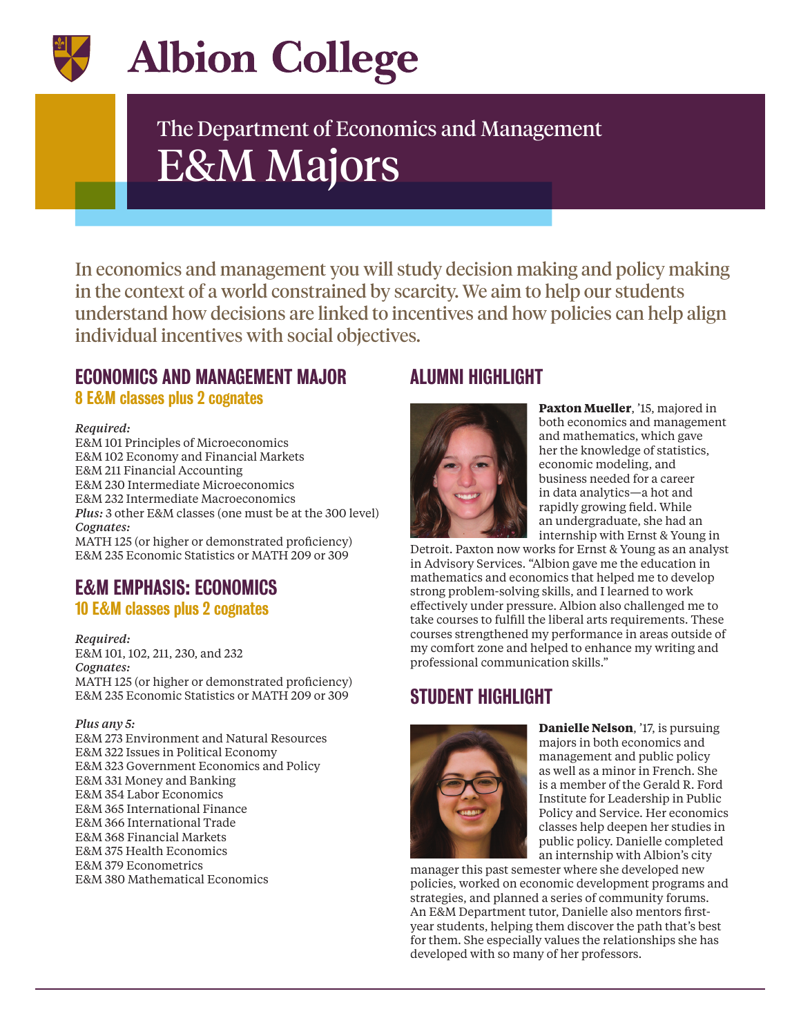# Albion College

## The Department of Economics and Management

# E&M Majors

In economics and management you will study decision making and policy making in the context of a world constrained by scarcity. We aim to help our students understand how decisions are linked to incentives and how policies can help align individual incentives with social objectives.

## ECONOMICS AND MANAGEMENT MAJOR

**8 E&M classes plus 2 cognates**

*Required:*
E&M 101 Principles of Microeconomics
E&M 102 Economy and Financial Markets
E&M 211 Financial Accounting
E&M 230 Intermediate Microeconomics
E&M 232 Intermediate Macroeconomics
*Plus:* 3 other E&M classes (one must be at the 300 level)
*Cognates:*
MATH 125 (or higher or demonstrated proficiency)
E&M 235 Economic Statistics or MATH 209 or 309

## E&M EMPHASIS: ECONOMICS

**10 E&M classes plus 2 cognates**

*Required:*
E&M 101, 102, 211, 230, and 232
*Cognates:*
MATH 125 (or higher or demonstrated proficiency)
E&M 235 Economic Statistics or MATH 209 or 309

*Plus any 5:*
E&M 273 Environment and Natural Resources
E&M 322 Issues in Political Economy
E&M 323 Government Economics and Policy
E&M 331 Money and Banking
E&M 354 Labor Economics
E&M 365 International Finance
E&M 366 International Trade
E&M 368 Financial Markets
E&M 375 Health Economics
E&M 379 Econometrics
E&M 380 Mathematical Economics

## ALUMNI HIGHLIGHT

**Paxton Mueller**, '15, majored in both economics and management and mathematics, which gave her the knowledge of statistics, economic modeling, and business needed for a career in data analytics—a hot and rapidly growing field. While an undergraduate, she had an internship with Ernst & Young in Detroit. Paxton now works for Ernst & Young as an analyst in Advisory Services. "Albion gave me the education in mathematics and economics that helped me to develop strong problem-solving skills, and I learned to work effectively under pressure. Albion also challenged me to take courses to fulfill the liberal arts requirements. These courses strengthened my performance in areas outside of my comfort zone and helped to enhance my writing and professional communication skills."

## STUDENT HIGHLIGHT

**Danielle Nelson**, '17, is pursuing majors in both economics and management and public policy as well as a minor in French. She is a member of the Gerald R. Ford Institute for Leadership in Public Policy and Service. Her economics classes help deepen her studies in public policy. Danielle completed an internship with Albion's city manager this past semester where she developed new policies, worked on economic development programs and strategies, and planned a series of community forums. An E&M Department tutor, Danielle also mentors first-year students, helping them discover the path that's best for them. She especially values the relationships she has developed with so many of her professors.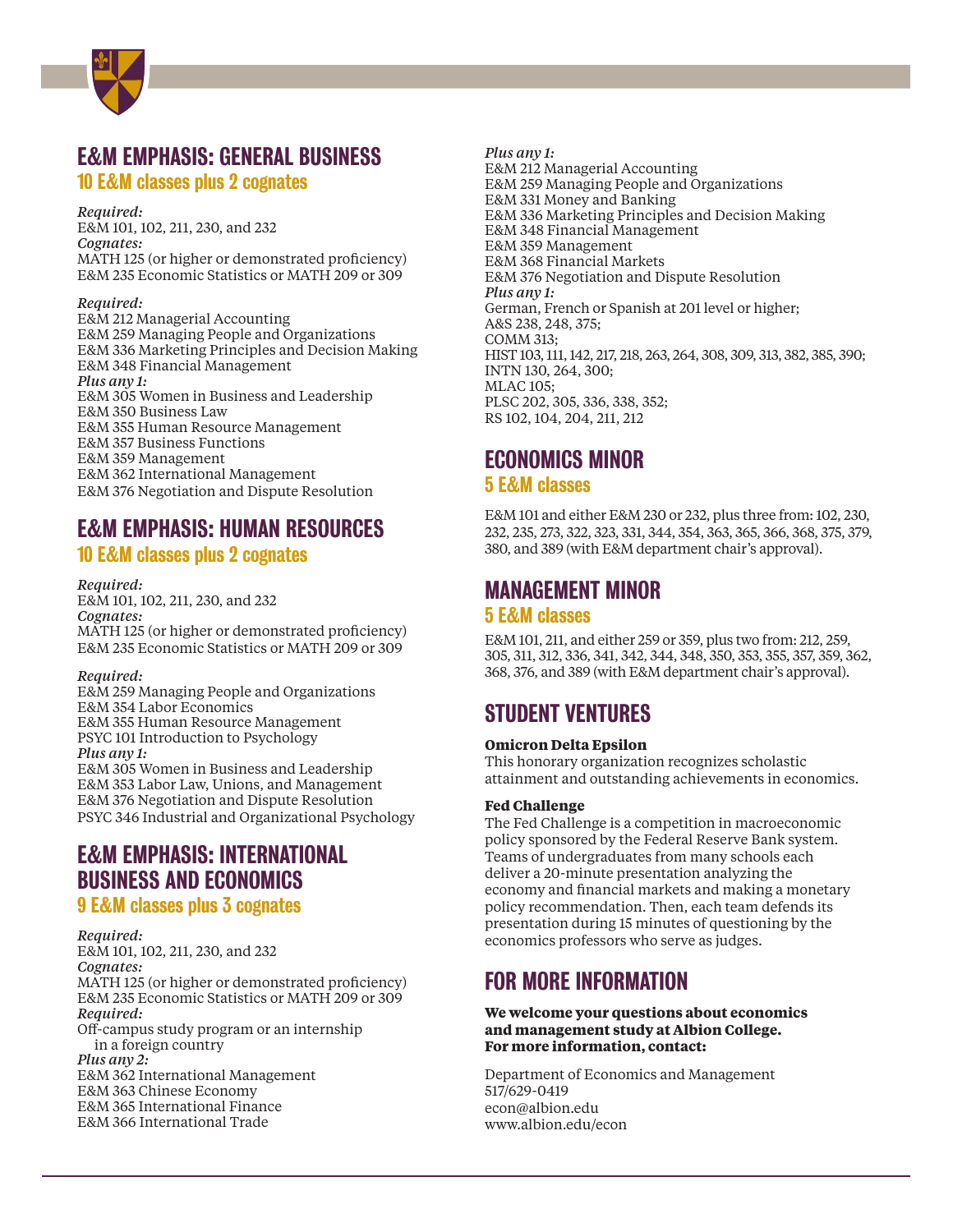## E&M EMPHASIS: GENERAL BUSINESS

### 10 E&M classes plus 2 cognates

*Required:*
E&M 101, 102, 211, 230, and 232
*Cognates:*
MATH 125 (or higher or demonstrated proficiency)
E&M 235 Economic Statistics or MATH 209 or 309

*Required:*
E&M 212 Managerial Accounting
E&M 259 Managing People and Organizations
E&M 336 Marketing Principles and Decision Making
E&M 348 Financial Management
*Plus any 1:*
E&M 305 Women in Business and Leadership
E&M 350 Business Law
E&M 355 Human Resource Management
E&M 357 Business Functions
E&M 359 Management
E&M 362 International Management
E&M 376 Negotiation and Dispute Resolution

## E&M EMPHASIS: HUMAN RESOURCES

### 10 E&M classes plus 2 cognates

*Required:*
E&M 101, 102, 211, 230, and 232
*Cognates:*
MATH 125 (or higher or demonstrated proficiency)
E&M 235 Economic Statistics or MATH 209 or 309

*Required:*
E&M 259 Managing People and Organizations
E&M 354 Labor Economics
E&M 355 Human Resource Management
PSYC 101 Introduction to Psychology
*Plus any 1:*
E&M 305 Women in Business and Leadership
E&M 353 Labor Law, Unions, and Management
E&M 376 Negotiation and Dispute Resolution
PSYC 346 Industrial and Organizational Psychology

## E&M EMPHASIS: INTERNATIONAL BUSINESS AND ECONOMICS

### 9 E&M classes plus 3 cognates

*Required:*
E&M 101, 102, 211, 230, and 232
*Cognates:*
MATH 125 (or higher or demonstrated proficiency)
E&M 235 Economic Statistics or MATH 209 or 309
*Required:*
Off-campus study program or an internship in a foreign country
*Plus any 2:*
E&M 362 International Management
E&M 363 Chinese Economy
E&M 365 International Finance
E&M 366 International Trade
*Plus any 1:*
E&M 212 Managerial Accounting
E&M 259 Managing People and Organizations
E&M 331 Money and Banking
E&M 336 Marketing Principles and Decision Making
E&M 348 Financial Management
E&M 359 Management
E&M 368 Financial Markets
E&M 376 Negotiation and Dispute Resolution
*Plus any 1:*
German, French or Spanish at 201 level or higher;
A&S 238, 248, 375;
COMM 313;
HIST 103, 111, 142, 217, 218, 263, 264, 308, 309, 313, 382, 385, 390;
INTN 130, 264, 300;
MLAC 105;
PLSC 202, 305, 336, 338, 352;
RS 102, 104, 204, 211, 212

## ECONOMICS MINOR

### 5 E&M classes

E&M 101 and either E&M 230 or 232, plus three from: 102, 230, 232, 235, 273, 322, 323, 331, 344, 354, 363, 365, 366, 368, 375, 379, 380, and 389 (with E&M department chair's approval).

## MANAGEMENT MINOR

### 5 E&M classes

E&M 101, 211, and either 259 or 359, plus two from: 212, 259, 305, 311, 312, 336, 341, 342, 344, 348, 350, 353, 355, 357, 359, 362, 368, 376, and 389 (with E&M department chair's approval).

## STUDENT VENTURES

**Omicron Delta Epsilon**
This honorary organization recognizes scholastic attainment and outstanding achievements in economics.

**Fed Challenge**
The Fed Challenge is a competition in macroeconomic policy sponsored by the Federal Reserve Bank system. Teams of undergraduates from many schools each deliver a 20-minute presentation analyzing the economy and financial markets and making a monetary policy recommendation. Then, each team defends its presentation during 15 minutes of questioning by the economics professors who serve as judges.

## FOR MORE INFORMATION

**We welcome your questions about economics and management study at Albion College. For more information, contact:**

Department of Economics and Management
517/629-0419
econ@albion.edu
www.albion.edu/econ